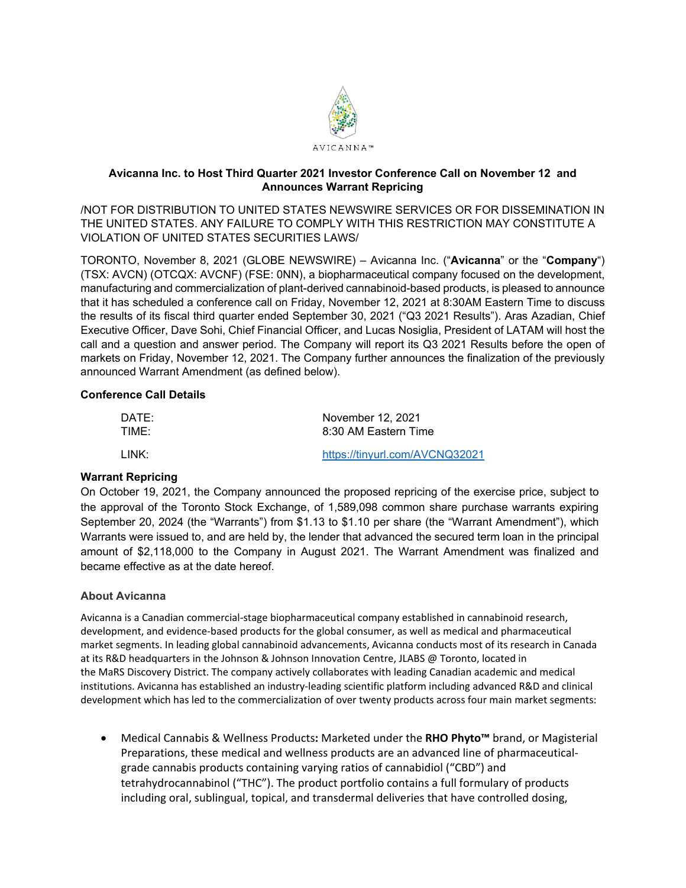AVICANNA™

**Avicanna Inc. to Host Third Quarter 2021 Investor Conference Call on November 12 and Announces Warrant Repricing**

/NOT FOR DISTRIBUTION TO UNITED STATES NEWSWIRE SERVICES OR FOR DISSEMINATION IN THE UNITED STATES. ANY FAILURE TO COMPLY WITH THIS RESTRICTION MAY CONSTITUTE A VIOLATION OF UNITED STATES SECURITIES LAWS/

TORONTO, November 8, 2021 (GLOBE NEWSWIRE) – Avicanna Inc. ("**Avicanna**" or the "**Company**") (TSX: AVCN) (OTCQX: AVCNF) (FSE: 0NN), a biopharmaceutical company focused on the development, manufacturing and commercialization of plant-derived cannabinoid-based products, is pleased to announce that it has scheduled a conference call on Friday, November 12, 2021 at 8:30AM Eastern Time to discuss the results of its fiscal third quarter ended September 30, 2021 ("Q3 2021 Results"). Aras Azadian, Chief Executive Officer, Dave Sohi, Chief Financial Officer, and Lucas Nosiglia, President of LATAM will host the call and a question and answer period. The Company will report its Q3 2021 Results before the open of markets on Friday, November 12, 2021. The Company further announces the finalization of the previously announced Warrant Amendment (as defined below).

**Conference Call Details**

| | |
|---|---|
| DATE: | November 12, 2021 |
| TIME: | 8:30 AM Eastern Time |
| LINK: | https://tinyurl.com/AVCNQ32021 |

**Warrant Repricing**

On October 19, 2021, the Company announced the proposed repricing of the exercise price, subject to the approval of the Toronto Stock Exchange, of 1,589,098 common share purchase warrants expiring September 20, 2024 (the "Warrants") from $1.13 to $1.10 per share (the "Warrant Amendment"), which Warrants were issued to, and are held by, the lender that advanced the secured term loan in the principal amount of $2,118,000 to the Company in August 2021. The Warrant Amendment was finalized and became effective as at the date hereof.

**About Avicanna**

Avicanna is a Canadian commercial-stage biopharmaceutical company established in cannabinoid research, development, and evidence-based products for the global consumer, as well as medical and pharmaceutical market segments. In leading global cannabinoid advancements, Avicanna conducts most of its research in Canada at its R&D headquarters in the Johnson & Johnson Innovation Centre, JLABS @ Toronto, located in the MaRS Discovery District. The company actively collaborates with leading Canadian academic and medical institutions. Avicanna has established an industry-leading scientific platform including advanced R&D and clinical development which has led to the commercialization of over twenty products across four main market segments:

- Medical Cannabis & Wellness Products**:** Marketed under the **RHO Phyto™** brand, or Magisterial Preparations, these medical and wellness products are an advanced line of pharmaceutical-grade cannabis products containing varying ratios of cannabidiol ("CBD") and tetrahydrocannabinol ("THC"). The product portfolio contains a full formulary of products including oral, sublingual, topical, and transdermal deliveries that have controlled dosing,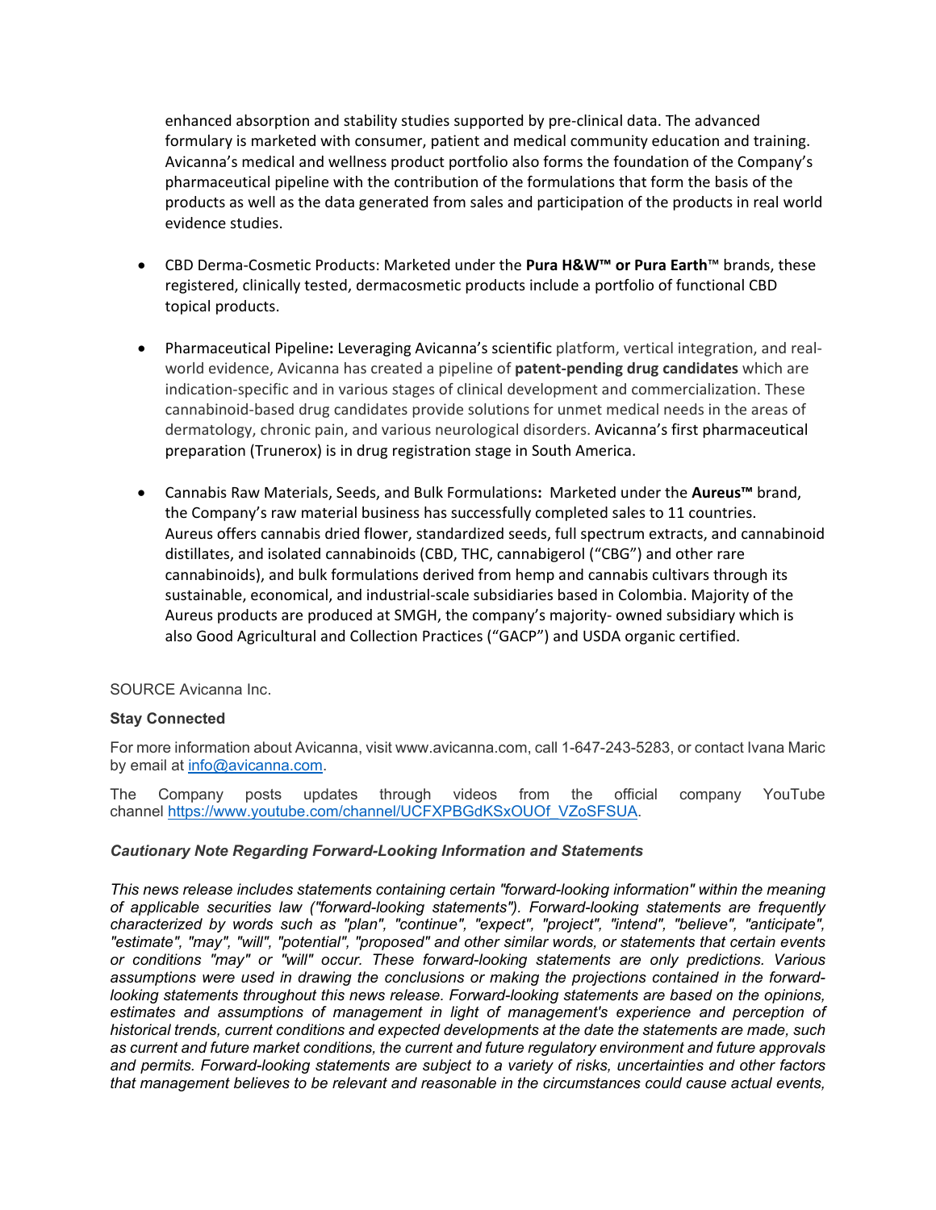enhanced absorption and stability studies supported by pre-clinical data. The advanced formulary is marketed with consumer, patient and medical community education and training. Avicanna's medical and wellness product portfolio also forms the foundation of the Company's pharmaceutical pipeline with the contribution of the formulations that form the basis of the products as well as the data generated from sales and participation of the products in real world evidence studies.

- CBD Derma-Cosmetic Products: Marketed under the **Pura H&W™ or Pura Earth**™ brands, these registered, clinically tested, dermacosmetic products include a portfolio of functional CBD topical products.

- Pharmaceutical Pipeline**:** Leveraging Avicanna's scientific platform, vertical integration, and real-world evidence, Avicanna has created a pipeline of **patent-pending drug candidates** which are indication-specific and in various stages of clinical development and commercialization. These cannabinoid-based drug candidates provide solutions for unmet medical needs in the areas of dermatology, chronic pain, and various neurological disorders. Avicanna's first pharmaceutical preparation (Trunerox) is in drug registration stage in South America.

- Cannabis Raw Materials, Seeds, and Bulk Formulations**:** Marketed under the **Aureus™** brand, the Company's raw material business has successfully completed sales to 11 countries. Aureus offers cannabis dried flower, standardized seeds, full spectrum extracts, and cannabinoid distillates, and isolated cannabinoids (CBD, THC, cannabigerol ("CBG") and other rare cannabinoids), and bulk formulations derived from hemp and cannabis cultivars through its sustainable, economical, and industrial-scale subsidiaries based in Colombia. Majority of the Aureus products are produced at SMGH, the company's majority- owned subsidiary which is also Good Agricultural and Collection Practices ("GACP") and USDA organic certified.

SOURCE Avicanna Inc.

**Stay Connected**

For more information about Avicanna, visit www.avicanna.com, call 1-647-243-5283, or contact Ivana Maric by email at info@avicanna.com.

The Company posts updates through videos from the official company YouTube channel https://www.youtube.com/channel/UCFXPBGdKSxOUOf_VZoSFSUA.

***Cautionary Note Regarding Forward-Looking Information and Statements***

*This news release includes statements containing certain "forward-looking information" within the meaning of applicable securities law ("forward-looking statements"). Forward-looking statements are frequently characterized by words such as "plan", "continue", "expect", "project", "intend", "believe", "anticipate", "estimate", "may", "will", "potential", "proposed" and other similar words, or statements that certain events or conditions "may" or "will" occur. These forward-looking statements are only predictions. Various assumptions were used in drawing the conclusions or making the projections contained in the forward-looking statements throughout this news release. Forward-looking statements are based on the opinions, estimates and assumptions of management in light of management's experience and perception of historical trends, current conditions and expected developments at the date the statements are made, such as current and future market conditions, the current and future regulatory environment and future approvals and permits. Forward-looking statements are subject to a variety of risks, uncertainties and other factors that management believes to be relevant and reasonable in the circumstances could cause actual events,*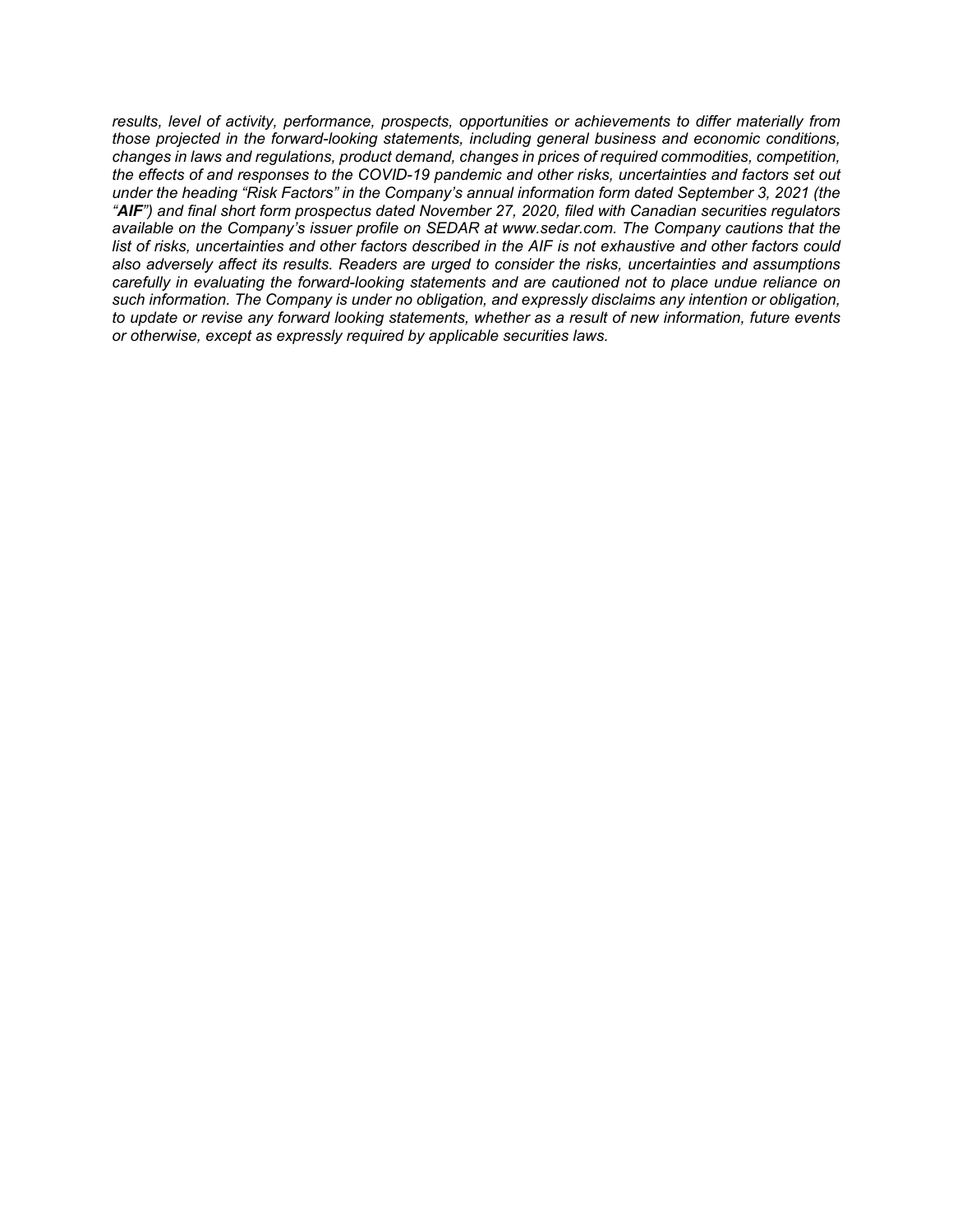*results, level of activity, performance, prospects, opportunities or achievements to differ materially from those projected in the forward-looking statements, including general business and economic conditions, changes in laws and regulations, product demand, changes in prices of required commodities, competition, the effects of and responses to the COVID-19 pandemic and other risks, uncertainties and factors set out under the heading "Risk Factors" in the Company's annual information form dated September 3, 2021 (the "**AIF**") and final short form prospectus dated November 27, 2020, filed with Canadian securities regulators available on the Company's issuer profile on SEDAR at www.sedar.com. The Company cautions that the list of risks, uncertainties and other factors described in the AIF is not exhaustive and other factors could also adversely affect its results. Readers are urged to consider the risks, uncertainties and assumptions carefully in evaluating the forward-looking statements and are cautioned not to place undue reliance on such information. The Company is under no obligation, and expressly disclaims any intention or obligation, to update or revise any forward looking statements, whether as a result of new information, future events or otherwise, except as expressly required by applicable securities laws.*